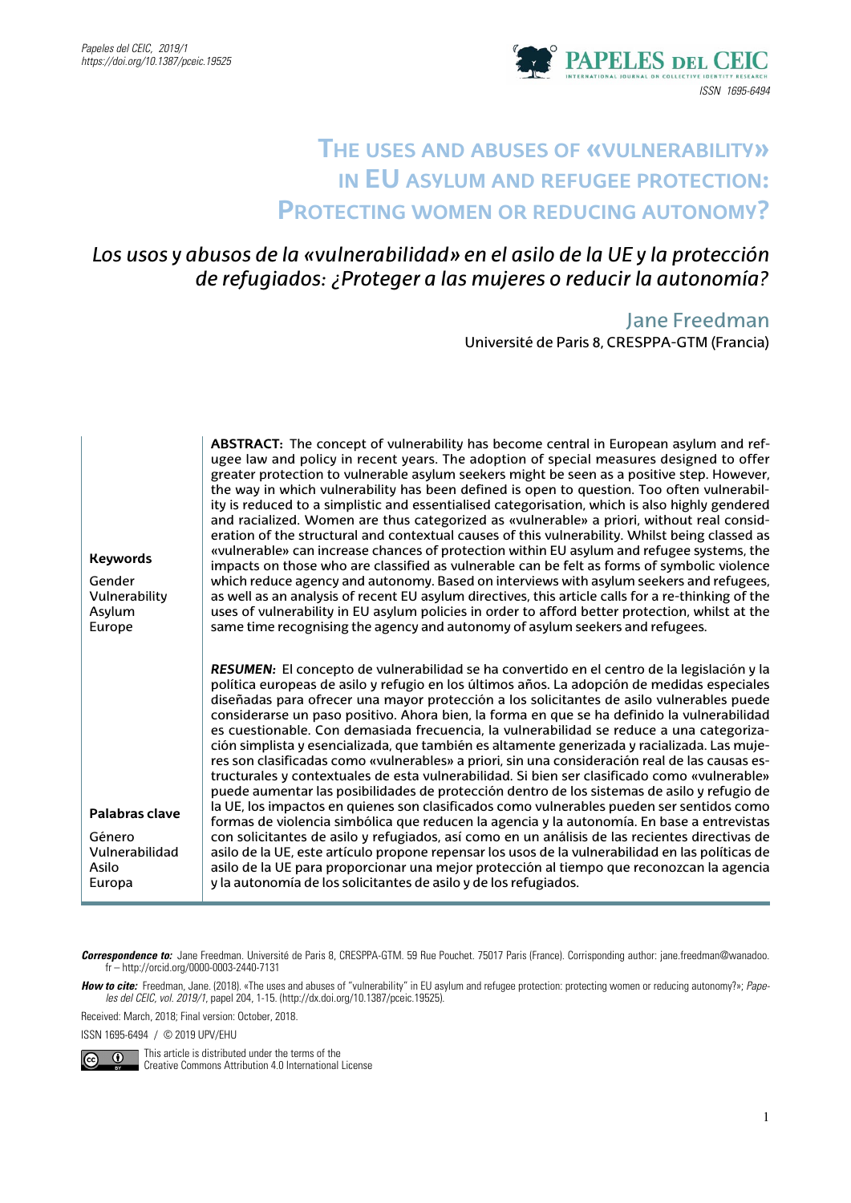# The uses and abuses of «vulnerability» in EU asylum and refugee protection: Protecting women or reducing autonomy?

## *Los usos y abusos de la «vulnerabilidad» en el asilo de la UE y la protección de refugiados: ¿Proteger a las mujeres o reducir la autonomía?*

**Jane Freedman**
Université de Paris 8, CRESPPA-GTM (Francia)

**Keywords**

Gender
Vulnerability
Asylum
Europe

**ABSTRACT:** The concept of vulnerability has become central in European asylum and refugee law and policy in recent years. The adoption of special measures designed to offer greater protection to vulnerable asylum seekers might be seen as a positive step. However, the way in which vulnerability has been defined is open to question. Too often vulnerability is reduced to a simplistic and essentialised categorisation, which is also highly gendered and racialized. Women are thus categorized as «vulnerable» a priori, without real consideration of the structural and contextual causes of this vulnerability. Whilst being classed as «vulnerable» can increase chances of protection within EU asylum and refugee systems, the impacts on those who are classified as vulnerable can be felt as forms of symbolic violence which reduce agency and autonomy. Based on interviews with asylum seekers and refugees, as well as an analysis of recent EU asylum directives, this article calls for a re-thinking of the uses of vulnerability in EU asylum policies in order to afford better protection, whilst at the same time recognising the agency and autonomy of asylum seekers and refugees.

**Palabras clave**

Género
Vulnerabilidad
Asilo
Europa

***RESUMEN:*** El concepto de vulnerabilidad se ha convertido en el centro de la legislación y la política europeas de asilo y refugio en los últimos años. La adopción de medidas especiales diseñadas para ofrecer una mayor protección a los solicitantes de asilo vulnerables puede considerarse un paso positivo. Ahora bien, la forma en que se ha definido la vulnerabilidad es cuestionable. Con demasiada frecuencia, la vulnerabilidad se reduce a una categorización simplista y esencializada, que también es altamente generizada y racializada. Las mujeres son clasificadas como «vulnerables» a priori, sin una consideración real de las causas estructurales y contextuales de esta vulnerabilidad. Si bien ser clasificado como «vulnerable» puede aumentar las posibilidades de protección dentro de los sistemas de asilo y refugio de la UE, los impactos en quienes son clasificados como vulnerables pueden ser sentidos como formas de violencia simbólica que reducen la agencia y la autonomía. En base a entrevistas con solicitantes de asilo y refugiados, así como en un análisis de las recientes directivas de asilo de la UE, este artículo propone repensar los usos de la vulnerabilidad en las políticas de asilo de la UE para proporcionar una mejor protección al tiempo que reconozcan la agencia y la autonomía de los solicitantes de asilo y de los refugiados.

***Correspondence to:*** Jane Freedman. Université de Paris 8, CRESPPA-GTM. 59 Rue Pouchet. 75017 Paris (France). Corrisponding author: jane.freedman@wanadoo.fr – http://orcid.org/0000-0003-2440-7131

***How to cite:*** Freedman, Jane. (2018). «The uses and abuses of "vulnerability" in EU asylum and refugee protection: protecting women or reducing autonomy?»; *Papeles del CEIC, vol. 2019/1*, papel 204, 1-15. (http://dx.doi.org/10.1387/pceic.19525).

Received: March, 2018; Final version: October, 2018.

ISSN 1695-6494 / © 2019 UPV/EHU

This article is distributed under the terms of the Creative Commons Attribution 4.0 International License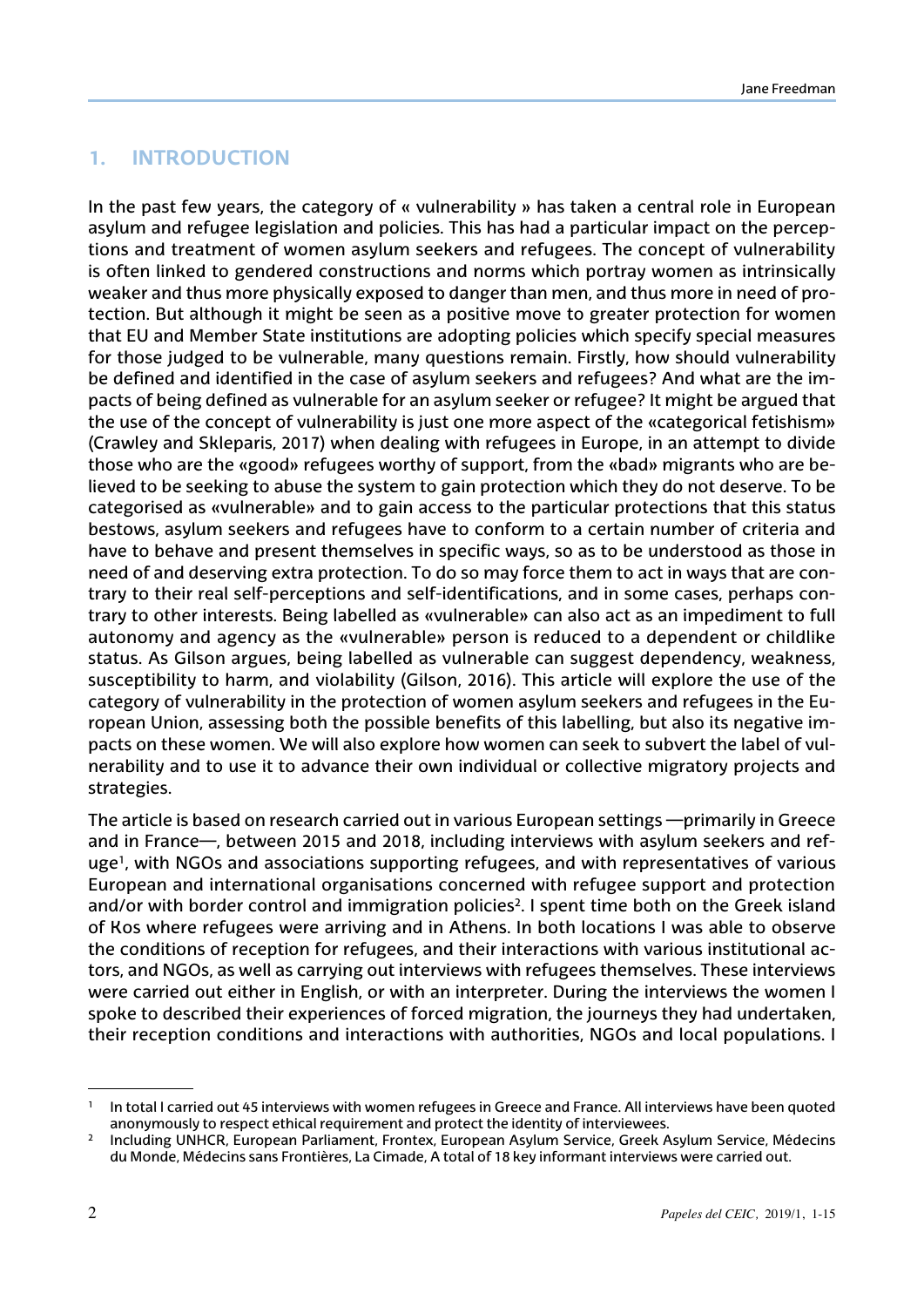## 1. INTRODUCTION

In the past few years, the category of « vulnerability » has taken a central role in European asylum and refugee legislation and policies. This has had a particular impact on the perceptions and treatment of women asylum seekers and refugees. The concept of vulnerability is often linked to gendered constructions and norms which portray women as intrinsically weaker and thus more physically exposed to danger than men, and thus more in need of protection. But although it might be seen as a positive move to greater protection for women that EU and Member State institutions are adopting policies which specify special measures for those judged to be vulnerable, many questions remain. Firstly, how should vulnerability be defined and identified in the case of asylum seekers and refugees? And what are the impacts of being defined as vulnerable for an asylum seeker or refugee? It might be argued that the use of the concept of vulnerability is just one more aspect of the «categorical fetishism» (Crawley and Skleparis, 2017) when dealing with refugees in Europe, in an attempt to divide those who are the «good» refugees worthy of support, from the «bad» migrants who are believed to be seeking to abuse the system to gain protection which they do not deserve. To be categorised as «vulnerable» and to gain access to the particular protections that this status bestows, asylum seekers and refugees have to conform to a certain number of criteria and have to behave and present themselves in specific ways, so as to be understood as those in need of and deserving extra protection. To do so may force them to act in ways that are contrary to their real self-perceptions and self-identifications, and in some cases, perhaps contrary to other interests. Being labelled as «vulnerable» can also act as an impediment to full autonomy and agency as the «vulnerable» person is reduced to a dependent or childlike status. As Gilson argues, being labelled as vulnerable can suggest dependency, weakness, susceptibility to harm, and violability (Gilson, 2016). This article will explore the use of the category of vulnerability in the protection of women asylum seekers and refugees in the European Union, assessing both the possible benefits of this labelling, but also its negative impacts on these women. We will also explore how women can seek to subvert the label of vulnerability and to use it to advance their own individual or collective migratory projects and strategies.

The article is based on research carried out in various European settings —primarily in Greece and in France—, between 2015 and 2018, including interviews with asylum seekers and refuge[1], with NGOs and associations supporting refugees, and with representatives of various European and international organisations concerned with refugee support and protection and/or with border control and immigration policies[2]. I spent time both on the Greek island of Kos where refugees were arriving and in Athens. In both locations I was able to observe the conditions of reception for refugees, and their interactions with various institutional actors, and NGOs, as well as carrying out interviews with refugees themselves. These interviews were carried out either in English, or with an interpreter. During the interviews the women I spoke to described their experiences of forced migration, the journeys they had undertaken, their reception conditions and interactions with authorities, NGOs and local populations. I

---

[1] In total I carried out 45 interviews with women refugees in Greece and France. All interviews have been quoted anonymously to respect ethical requirement and protect the identity of interviewees.

[2] Including UNHCR, European Parliament, Frontex, European Asylum Service, Greek Asylum Service, Médecins du Monde, Médecins sans Frontières, La Cimade, A total of 18 key informant interviews were carried out.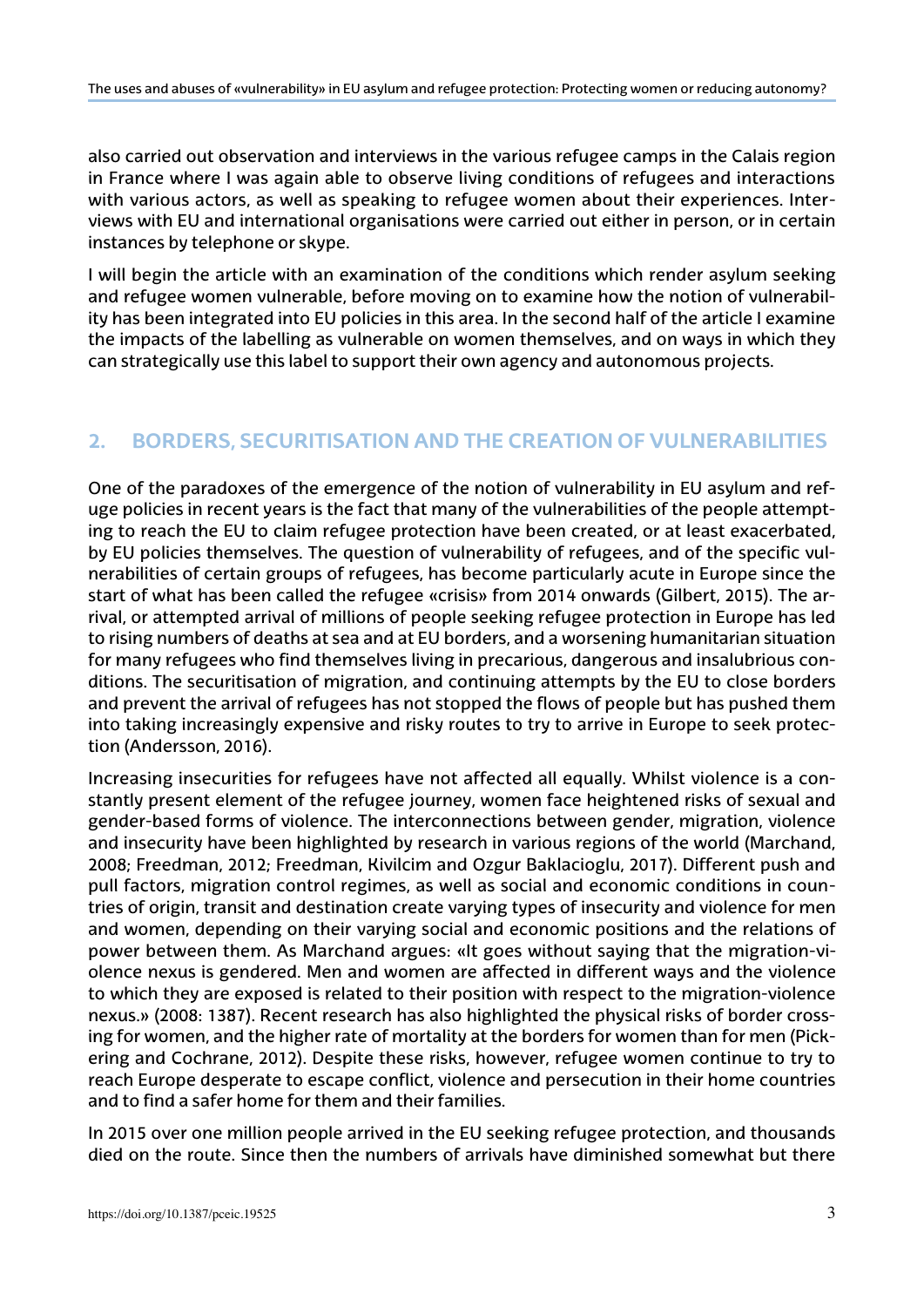also carried out observation and interviews in the various refugee camps in the Calais region in France where I was again able to observe living conditions of refugees and interactions with various actors, as well as speaking to refugee women about their experiences. Interviews with EU and international organisations were carried out either in person, or in certain instances by telephone or skype.

I will begin the article with an examination of the conditions which render asylum seeking and refugee women vulnerable, before moving on to examine how the notion of vulnerability has been integrated into EU policies in this area. In the second half of the article I examine the impacts of the labelling as vulnerable on women themselves, and on ways in which they can strategically use this label to support their own agency and autonomous projects.

## 2. BORDERS, SECURITISATION AND THE CREATION OF VULNERABILITIES

One of the paradoxes of the emergence of the notion of vulnerability in EU asylum and refuge policies in recent years is the fact that many of the vulnerabilities of the people attempting to reach the EU to claim refugee protection have been created, or at least exacerbated, by EU policies themselves. The question of vulnerability of refugees, and of the specific vulnerabilities of certain groups of refugees, has become particularly acute in Europe since the start of what has been called the refugee «crisis» from 2014 onwards (Gilbert, 2015). The arrival, or attempted arrival of millions of people seeking refugee protection in Europe has led to rising numbers of deaths at sea and at EU borders, and a worsening humanitarian situation for many refugees who find themselves living in precarious, dangerous and insalubrious conditions. The securitisation of migration, and continuing attempts by the EU to close borders and prevent the arrival of refugees has not stopped the flows of people but has pushed them into taking increasingly expensive and risky routes to try to arrive in Europe to seek protection (Andersson, 2016).

Increasing insecurities for refugees have not affected all equally. Whilst violence is a constantly present element of the refugee journey, women face heightened risks of sexual and gender-based forms of violence. The interconnections between gender, migration, violence and insecurity have been highlighted by research in various regions of the world (Marchand, 2008; Freedman, 2012; Freedman, Kivilcim and Ozgur Baklacioglu, 2017). Different push and pull factors, migration control regimes, as well as social and economic conditions in countries of origin, transit and destination create varying types of insecurity and violence for men and women, depending on their varying social and economic positions and the relations of power between them. As Marchand argues: «It goes without saying that the migration-violence nexus is gendered. Men and women are affected in different ways and the violence to which they are exposed is related to their position with respect to the migration-violence nexus.» (2008: 1387). Recent research has also highlighted the physical risks of border crossing for women, and the higher rate of mortality at the borders for women than for men (Pickering and Cochrane, 2012). Despite these risks, however, refugee women continue to try to reach Europe desperate to escape conflict, violence and persecution in their home countries and to find a safer home for them and their families.

In 2015 over one million people arrived in the EU seeking refugee protection, and thousands died on the route. Since then the numbers of arrivals have diminished somewhat but there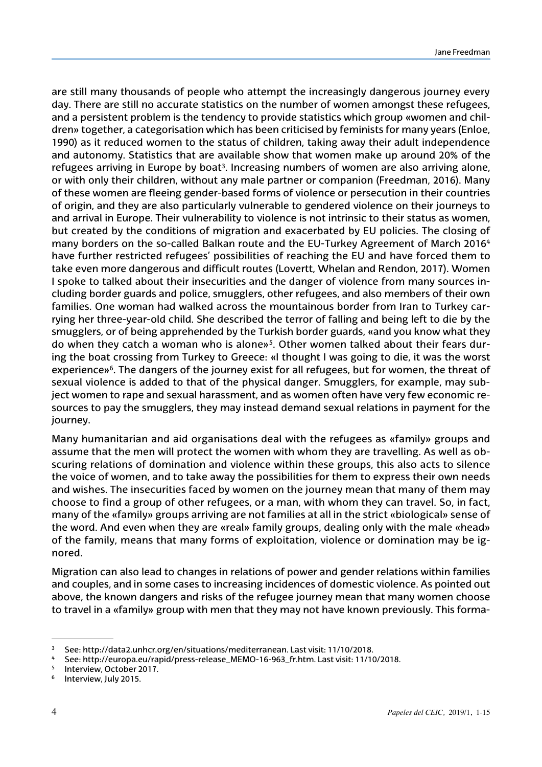are still many thousands of people who attempt the increasingly dangerous journey every day. There are still no accurate statistics on the number of women amongst these refugees, and a persistent problem is the tendency to provide statistics which group «women and children» together, a categorisation which has been criticised by feminists for many years (Enloe, 1990) as it reduced women to the status of children, taking away their adult independence and autonomy. Statistics that are available show that women make up around 20% of the refugees arriving in Europe by boat[3]. Increasing numbers of women are also arriving alone, or with only their children, without any male partner or companion (Freedman, 2016). Many of these women are fleeing gender-based forms of violence or persecution in their countries of origin, and they are also particularly vulnerable to gendered violence on their journeys to and arrival in Europe. Their vulnerability to violence is not intrinsic to their status as women, but created by the conditions of migration and exacerbated by EU policies. The closing of many borders on the so-called Balkan route and the EU-Turkey Agreement of March 2016[4] have further restricted refugees' possibilities of reaching the EU and have forced them to take even more dangerous and difficult routes (Lovertt, Whelan and Rendon, 2017). Women I spoke to talked about their insecurities and the danger of violence from many sources including border guards and police, smugglers, other refugees, and also members of their own families. One woman had walked across the mountainous border from Iran to Turkey carrying her three-year-old child. She described the terror of falling and being left to die by the smugglers, or of being apprehended by the Turkish border guards, «and you know what they do when they catch a woman who is alone»[5]. Other women talked about their fears during the boat crossing from Turkey to Greece: «I thought I was going to die, it was the worst experience»[6]. The dangers of the journey exist for all refugees, but for women, the threat of sexual violence is added to that of the physical danger. Smugglers, for example, may subject women to rape and sexual harassment, and as women often have very few economic resources to pay the smugglers, they may instead demand sexual relations in payment for the journey.

Many humanitarian and aid organisations deal with the refugees as «family» groups and assume that the men will protect the women with whom they are travelling. As well as obscuring relations of domination and violence within these groups, this also acts to silence the voice of women, and to take away the possibilities for them to express their own needs and wishes. The insecurities faced by women on the journey mean that many of them may choose to find a group of other refugees, or a man, with whom they can travel. So, in fact, many of the «family» groups arriving are not families at all in the strict «biological» sense of the word. And even when they are «real» family groups, dealing only with the male «head» of the family, means that many forms of exploitation, violence or domination may be ignored.

Migration can also lead to changes in relations of power and gender relations within families and couples, and in some cases to increasing incidences of domestic violence. As pointed out above, the known dangers and risks of the refugee journey mean that many women choose to travel in a «family» group with men that they may not have known previously. This forma-

---

[3] See: http://data2.unhcr.org/en/situations/mediterranean. Last visit: 11/10/2018.

[4] See: http://europa.eu/rapid/press-release_MEMO-16-963_fr.htm. Last visit: 11/10/2018.

[5] Interview, October 2017.

[6] Interview, July 2015.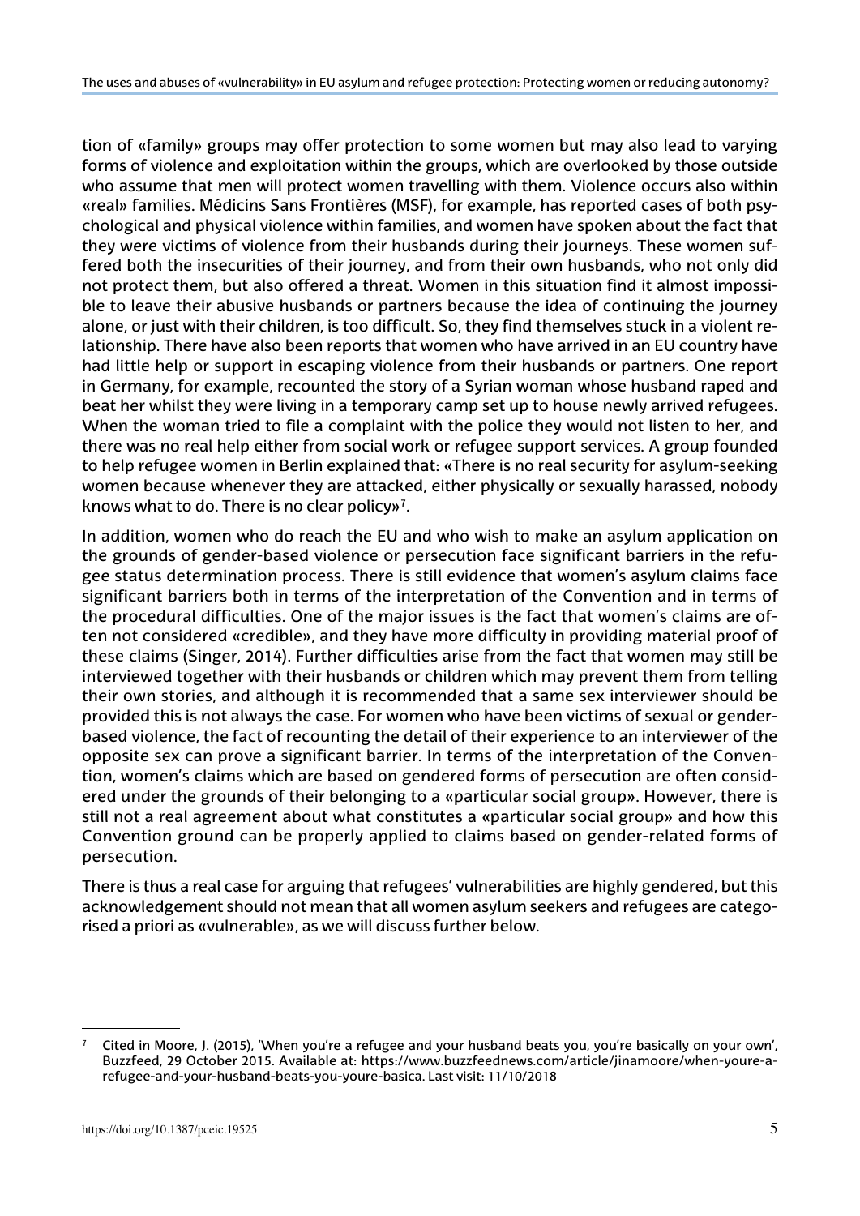tion of «family» groups may offer protection to some women but may also lead to varying forms of violence and exploitation within the groups, which are overlooked by those outside who assume that men will protect women travelling with them. Violence occurs also within «real» families. Médicins Sans Frontières (MSF), for example, has reported cases of both psychological and physical violence within families, and women have spoken about the fact that they were victims of violence from their husbands during their journeys. These women suffered both the insecurities of their journey, and from their own husbands, who not only did not protect them, but also offered a threat. Women in this situation find it almost impossible to leave their abusive husbands or partners because the idea of continuing the journey alone, or just with their children, is too difficult. So, they find themselves stuck in a violent relationship. There have also been reports that women who have arrived in an EU country have had little help or support in escaping violence from their husbands or partners. One report in Germany, for example, recounted the story of a Syrian woman whose husband raped and beat her whilst they were living in a temporary camp set up to house newly arrived refugees. When the woman tried to file a complaint with the police they would not listen to her, and there was no real help either from social work or refugee support services. A group founded to help refugee women in Berlin explained that: «There is no real security for asylum-seeking women because whenever they are attacked, either physically or sexually harassed, nobody knows what to do. There is no clear policy»[7].

In addition, women who do reach the EU and who wish to make an asylum application on the grounds of gender-based violence or persecution face significant barriers in the refugee status determination process. There is still evidence that women's asylum claims face significant barriers both in terms of the interpretation of the Convention and in terms of the procedural difficulties. One of the major issues is the fact that women's claims are often not considered «credible», and they have more difficulty in providing material proof of these claims (Singer, 2014). Further difficulties arise from the fact that women may still be interviewed together with their husbands or children which may prevent them from telling their own stories, and although it is recommended that a same sex interviewer should be provided this is not always the case. For women who have been victims of sexual or gender-based violence, the fact of recounting the detail of their experience to an interviewer of the opposite sex can prove a significant barrier. In terms of the interpretation of the Convention, women's claims which are based on gendered forms of persecution are often considered under the grounds of their belonging to a «particular social group». However, there is still not a real agreement about what constitutes a «particular social group» and how this Convention ground can be properly applied to claims based on gender-related forms of persecution.

There is thus a real case for arguing that refugees' vulnerabilities are highly gendered, but this acknowledgement should not mean that all women asylum seekers and refugees are categorised a priori as «vulnerable», as we will discuss further below.

---

[7] Cited in Moore, J. (2015), 'When you're a refugee and your husband beats you, you're basically on your own', Buzzfeed, 29 October 2015. Available at: https://www.buzzfeednews.com/article/jinamoore/when-youre-a-refugee-and-your-husband-beats-you-youre-basica. Last visit: 11/10/2018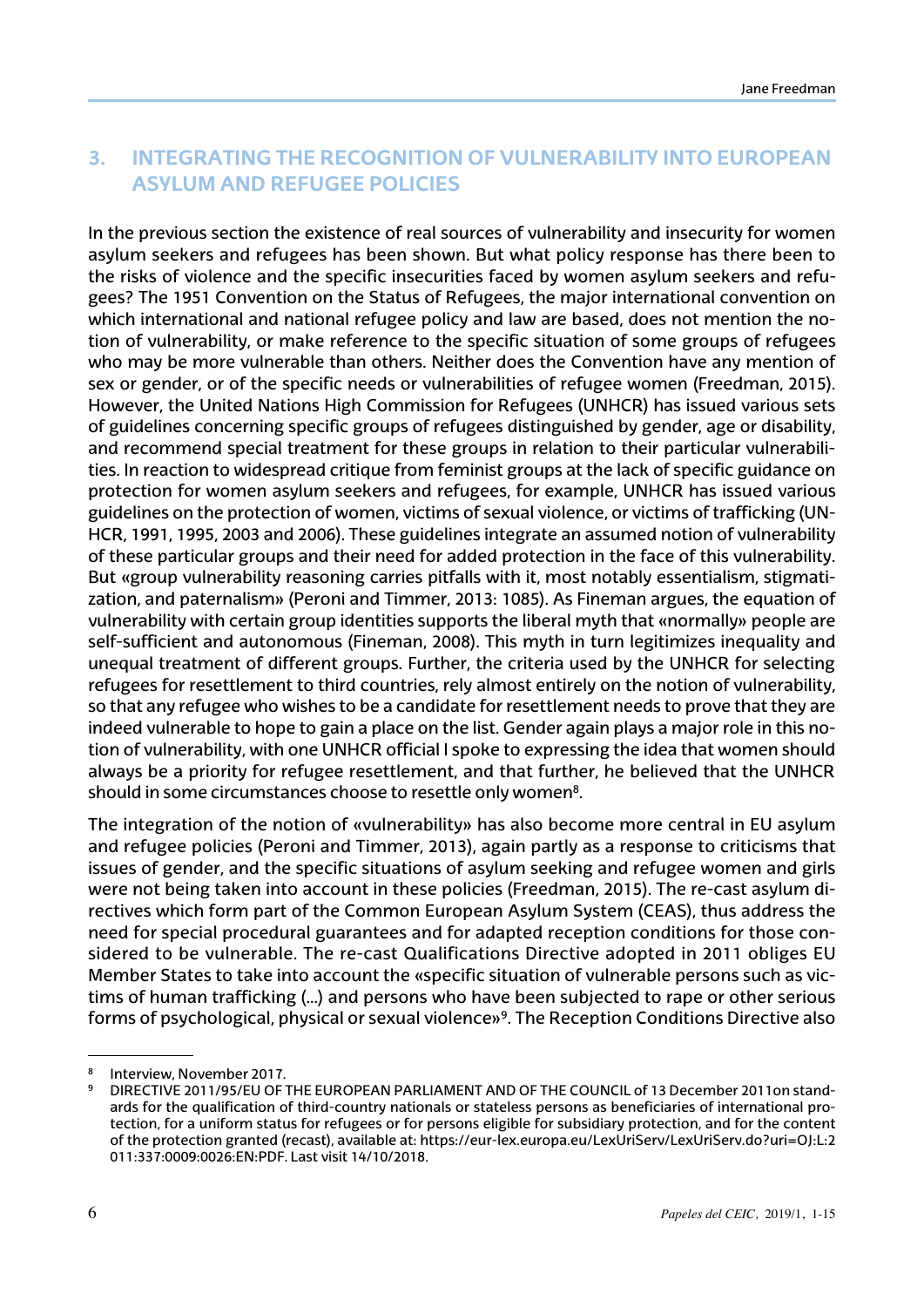## 3. INTEGRATING THE RECOGNITION OF VULNERABILITY INTO EUROPEAN ASYLUM AND REFUGEE POLICIES

In the previous section the existence of real sources of vulnerability and insecurity for women asylum seekers and refugees has been shown. But what policy response has there been to the risks of violence and the specific insecurities faced by women asylum seekers and refugees? The 1951 Convention on the Status of Refugees, the major international convention on which international and national refugee policy and law are based, does not mention the notion of vulnerability, or make reference to the specific situation of some groups of refugees who may be more vulnerable than others. Neither does the Convention have any mention of sex or gender, or of the specific needs or vulnerabilities of refugee women (Freedman, 2015). However, the United Nations High Commission for Refugees (UNHCR) has issued various sets of guidelines concerning specific groups of refugees distinguished by gender, age or disability, and recommend special treatment for these groups in relation to their particular vulnerabilities. In reaction to widespread critique from feminist groups at the lack of specific guidance on protection for women asylum seekers and refugees, for example, UNHCR has issued various guidelines on the protection of women, victims of sexual violence, or victims of trafficking (UNHCR, 1991, 1995, 2003 and 2006). These guidelines integrate an assumed notion of vulnerability of these particular groups and their need for added protection in the face of this vulnerability. But «group vulnerability reasoning carries pitfalls with it, most notably essentialism, stigmatization, and paternalism» (Peroni and Timmer, 2013: 1085). As Fineman argues, the equation of vulnerability with certain group identities supports the liberal myth that «normally» people are self-sufficient and autonomous (Fineman, 2008). This myth in turn legitimizes inequality and unequal treatment of different groups. Further, the criteria used by the UNHCR for selecting refugees for resettlement to third countries, rely almost entirely on the notion of vulnerability, so that any refugee who wishes to be a candidate for resettlement needs to prove that they are indeed vulnerable to hope to gain a place on the list. Gender again plays a major role in this notion of vulnerability, with one UNHCR official I spoke to expressing the idea that women should always be a priority for refugee resettlement, and that further, he believed that the UNHCR should in some circumstances choose to resettle only women[8].

The integration of the notion of «vulnerability» has also become more central in EU asylum and refugee policies (Peroni and Timmer, 2013), again partly as a response to criticisms that issues of gender, and the specific situations of asylum seeking and refugee women and girls were not being taken into account in these policies (Freedman, 2015). The re-cast asylum directives which form part of the Common European Asylum System (CEAS), thus address the need for special procedural guarantees and for adapted reception conditions for those considered to be vulnerable. The re-cast Qualifications Directive adopted in 2011 obliges EU Member States to take into account the «specific situation of vulnerable persons such as victims of human trafficking (...) and persons who have been subjected to rape or other serious forms of psychological, physical or sexual violence»[9]. The Reception Conditions Directive also

---

[8] Interview, November 2017.

[9] DIRECTIVE 2011/95/EU OF THE EUROPEAN PARLIAMENT AND OF THE COUNCIL of 13 December 2011on standards for the qualification of third-country nationals or stateless persons as beneficiaries of international protection, for a uniform status for refugees or for persons eligible for subsidiary protection, and for the content of the protection granted (recast), available at: https://eur-lex.europa.eu/LexUriServ/LexUriServ.do?uri=OJ:L:2011:337:0009:0026:EN:PDF. Last visit 14/10/2018.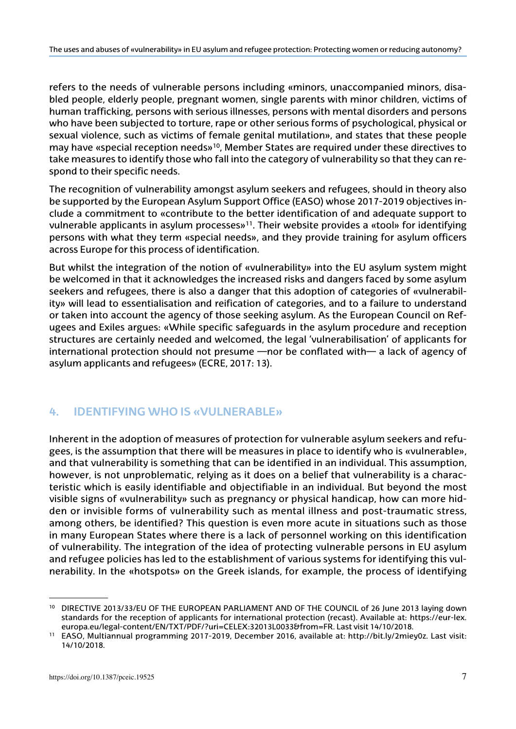refers to the needs of vulnerable persons including «minors, unaccompanied minors, disabled people, elderly people, pregnant women, single parents with minor children, victims of human trafficking, persons with serious illnesses, persons with mental disorders and persons who have been subjected to torture, rape or other serious forms of psychological, physical or sexual violence, such as victims of female genital mutilation», and states that these people may have «special reception needs»[10], Member States are required under these directives to take measures to identify those who fall into the category of vulnerability so that they can respond to their specific needs.

The recognition of vulnerability amongst asylum seekers and refugees, should in theory also be supported by the European Asylum Support Office (EASO) whose 2017-2019 objectives include a commitment to «contribute to the better identification of and adequate support to vulnerable applicants in asylum processes»[11]. Their website provides a «tool» for identifying persons with what they term «special needs», and they provide training for asylum officers across Europe for this process of identification.

But whilst the integration of the notion of «vulnerability» into the EU asylum system might be welcomed in that it acknowledges the increased risks and dangers faced by some asylum seekers and refugees, there is also a danger that this adoption of categories of «vulnerability» will lead to essentialisation and reification of categories, and to a failure to understand or taken into account the agency of those seeking asylum. As the European Council on Refugees and Exiles argues: «While specific safeguards in the asylum procedure and reception structures are certainly needed and welcomed, the legal 'vulnerabilisation' of applicants for international protection should not presume —nor be conflated with— a lack of agency of asylum applicants and refugees» (ECRE, 2017: 13).

## 4. IDENTIFYING WHO IS «VULNERABLE»

Inherent in the adoption of measures of protection for vulnerable asylum seekers and refugees, is the assumption that there will be measures in place to identify who is «vulnerable», and that vulnerability is something that can be identified in an individual. This assumption, however, is not unproblematic, relying as it does on a belief that vulnerability is a characteristic which is easily identifiable and objectifiable in an individual. But beyond the most visible signs of «vulnerability» such as pregnancy or physical handicap, how can more hidden or invisible forms of vulnerability such as mental illness and post-traumatic stress, among others, be identified? This question is even more acute in situations such as those in many European States where there is a lack of personnel working on this identification of vulnerability. The integration of the idea of protecting vulnerable persons in EU asylum and refugee policies has led to the establishment of various systems for identifying this vulnerability. In the «hotspots» on the Greek islands, for example, the process of identifying

---

[10] DIRECTIVE 2013/33/EU OF THE EUROPEAN PARLIAMENT AND OF THE COUNCIL of 26 June 2013 laying down standards for the reception of applicants for international protection (recast). Available at: https://eur-lex.europa.eu/legal-content/EN/TXT/PDF/?uri=CELEX:32013L0033&from=FR. Last visit 14/10/2018.

[11] EASO, Multiannual programming 2017-2019, December 2016, available at: http://bit.ly/2miey0z. Last visit: 14/10/2018.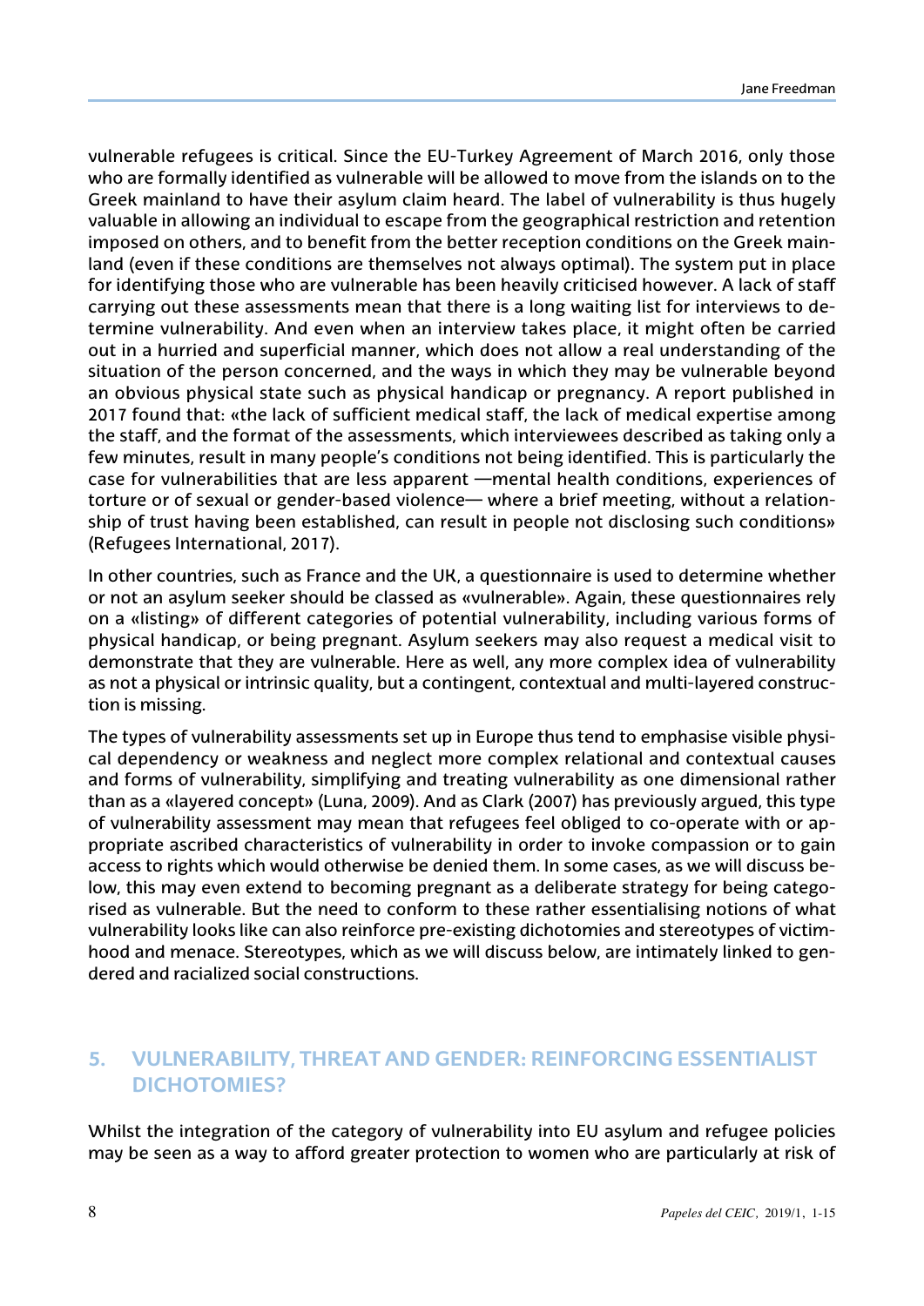vulnerable refugees is critical. Since the EU-Turkey Agreement of March 2016, only those who are formally identified as vulnerable will be allowed to move from the islands on to the Greek mainland to have their asylum claim heard. The label of vulnerability is thus hugely valuable in allowing an individual to escape from the geographical restriction and retention imposed on others, and to benefit from the better reception conditions on the Greek mainland (even if these conditions are themselves not always optimal). The system put in place for identifying those who are vulnerable has been heavily criticised however. A lack of staff carrying out these assessments mean that there is a long waiting list for interviews to determine vulnerability. And even when an interview takes place, it might often be carried out in a hurried and superficial manner, which does not allow a real understanding of the situation of the person concerned, and the ways in which they may be vulnerable beyond an obvious physical state such as physical handicap or pregnancy. A report published in 2017 found that: «the lack of sufficient medical staff, the lack of medical expertise among the staff, and the format of the assessments, which interviewees described as taking only a few minutes, result in many people's conditions not being identified. This is particularly the case for vulnerabilities that are less apparent —mental health conditions, experiences of torture or of sexual or gender-based violence— where a brief meeting, without a relationship of trust having been established, can result in people not disclosing such conditions» (Refugees International, 2017).

In other countries, such as France and the UK, a questionnaire is used to determine whether or not an asylum seeker should be classed as «vulnerable». Again, these questionnaires rely on a «listing» of different categories of potential vulnerability, including various forms of physical handicap, or being pregnant. Asylum seekers may also request a medical visit to demonstrate that they are vulnerable. Here as well, any more complex idea of vulnerability as not a physical or intrinsic quality, but a contingent, contextual and multi-layered construction is missing.

The types of vulnerability assessments set up in Europe thus tend to emphasise visible physical dependency or weakness and neglect more complex relational and contextual causes and forms of vulnerability, simplifying and treating vulnerability as one dimensional rather than as a «layered concept» (Luna, 2009). And as Clark (2007) has previously argued, this type of vulnerability assessment may mean that refugees feel obliged to co-operate with or appropriate ascribed characteristics of vulnerability in order to invoke compassion or to gain access to rights which would otherwise be denied them. In some cases, as we will discuss below, this may even extend to becoming pregnant as a deliberate strategy for being categorised as vulnerable. But the need to conform to these rather essentialising notions of what vulnerability looks like can also reinforce pre-existing dichotomies and stereotypes of victimhood and menace. Stereotypes, which as we will discuss below, are intimately linked to gendered and racialized social constructions.

## 5. VULNERABILITY, THREAT AND GENDER: REINFORCING ESSENTIALIST DICHOTOMIES?

Whilst the integration of the category of vulnerability into EU asylum and refugee policies may be seen as a way to afford greater protection to women who are particularly at risk of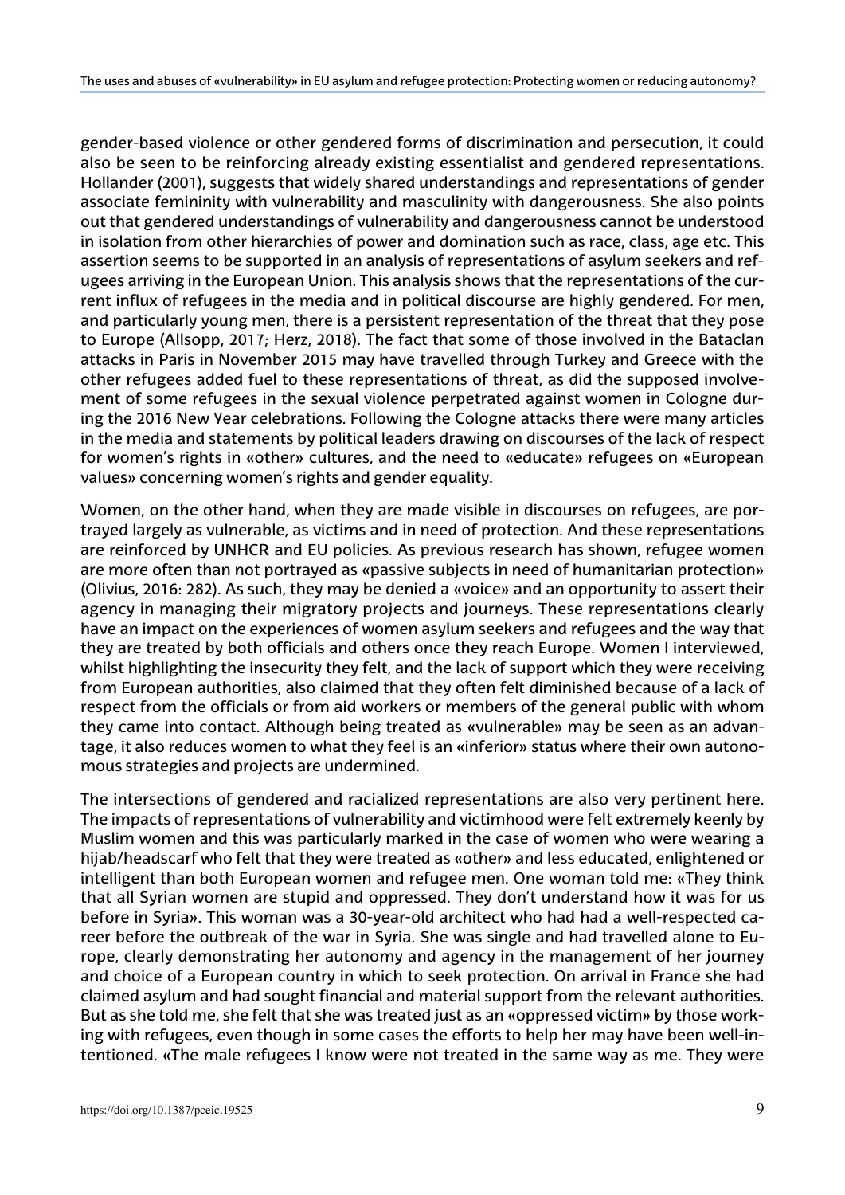gender-based violence or other gendered forms of discrimination and persecution, it could also be seen to be reinforcing already existing essentialist and gendered representations. Hollander (2001), suggests that widely shared understandings and representations of gender associate femininity with vulnerability and masculinity with dangerousness. She also points out that gendered understandings of vulnerability and dangerousness cannot be understood in isolation from other hierarchies of power and domination such as race, class, age etc. This assertion seems to be supported in an analysis of representations of asylum seekers and refugees arriving in the European Union. This analysis shows that the representations of the current influx of refugees in the media and in political discourse are highly gendered. For men, and particularly young men, there is a persistent representation of the threat that they pose to Europe (Allsopp, 2017; Herz, 2018). The fact that some of those involved in the Bataclan attacks in Paris in November 2015 may have travelled through Turkey and Greece with the other refugees added fuel to these representations of threat, as did the supposed involvement of some refugees in the sexual violence perpetrated against women in Cologne during the 2016 New Year celebrations. Following the Cologne attacks there were many articles in the media and statements by political leaders drawing on discourses of the lack of respect for women's rights in «other» cultures, and the need to «educate» refugees on «European values» concerning women's rights and gender equality.

Women, on the other hand, when they are made visible in discourses on refugees, are portrayed largely as vulnerable, as victims and in need of protection. And these representations are reinforced by UNHCR and EU policies. As previous research has shown, refugee women are more often than not portrayed as «passive subjects in need of humanitarian protection» (Olivius, 2016: 282). As such, they may be denied a «voice» and an opportunity to assert their agency in managing their migratory projects and journeys. These representations clearly have an impact on the experiences of women asylum seekers and refugees and the way that they are treated by both officials and others once they reach Europe. Women I interviewed, whilst highlighting the insecurity they felt, and the lack of support which they were receiving from European authorities, also claimed that they often felt diminished because of a lack of respect from the officials or from aid workers or members of the general public with whom they came into contact. Although being treated as «vulnerable» may be seen as an advantage, it also reduces women to what they feel is an «inferior» status where their own autonomous strategies and projects are undermined.

The intersections of gendered and racialized representations are also very pertinent here. The impacts of representations of vulnerability and victimhood were felt extremely keenly by Muslim women and this was particularly marked in the case of women who were wearing a hijab/headscarf who felt that they were treated as «other» and less educated, enlightened or intelligent than both European women and refugee men. One woman told me: «They think that all Syrian women are stupid and oppressed. They don't understand how it was for us before in Syria». This woman was a 30-year-old architect who had had a well-respected career before the outbreak of the war in Syria. She was single and had travelled alone to Europe, clearly demonstrating her autonomy and agency in the management of her journey and choice of a European country in which to seek protection. On arrival in France she had claimed asylum and had sought financial and material support from the relevant authorities. But as she told me, she felt that she was treated just as an «oppressed victim» by those working with refugees, even though in some cases the efforts to help her may have been well-intentioned. «The male refugees I know were not treated in the same way as me. They were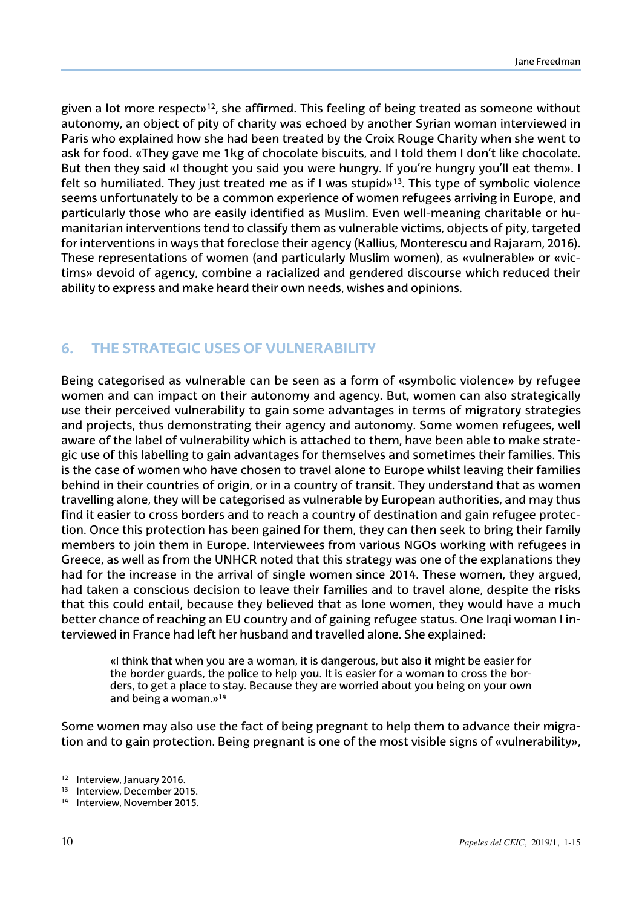given a lot more respect»[12], she affirmed. This feeling of being treated as someone without autonomy, an object of pity of charity was echoed by another Syrian woman interviewed in Paris who explained how she had been treated by the Croix Rouge Charity when she went to ask for food. «They gave me 1kg of chocolate biscuits, and I told them I don't like chocolate. But then they said «I thought you said you were hungry. If you're hungry you'll eat them». I felt so humiliated. They just treated me as if I was stupid»[13]. This type of symbolic violence seems unfortunately to be a common experience of women refugees arriving in Europe, and particularly those who are easily identified as Muslim. Even well-meaning charitable or humanitarian interventions tend to classify them as vulnerable victims, objects of pity, targeted for interventions in ways that foreclose their agency (Kallius, Monterescu and Rajaram, 2016). These representations of women (and particularly Muslim women), as «vulnerable» or «victims» devoid of agency, combine a racialized and gendered discourse which reduced their ability to express and make heard their own needs, wishes and opinions.

## 6. THE STRATEGIC USES OF VULNERABILITY

Being categorised as vulnerable can be seen as a form of «symbolic violence» by refugee women and can impact on their autonomy and agency. But, women can also strategically use their perceived vulnerability to gain some advantages in terms of migratory strategies and projects, thus demonstrating their agency and autonomy. Some women refugees, well aware of the label of vulnerability which is attached to them, have been able to make strategic use of this labelling to gain advantages for themselves and sometimes their families. This is the case of women who have chosen to travel alone to Europe whilst leaving their families behind in their countries of origin, or in a country of transit. They understand that as women travelling alone, they will be categorised as vulnerable by European authorities, and may thus find it easier to cross borders and to reach a country of destination and gain refugee protection. Once this protection has been gained for them, they can then seek to bring their family members to join them in Europe. Interviewees from various NGOs working with refugees in Greece, as well as from the UNHCR noted that this strategy was one of the explanations they had for the increase in the arrival of single women since 2014. These women, they argued, had taken a conscious decision to leave their families and to travel alone, despite the risks that this could entail, because they believed that as lone women, they would have a much better chance of reaching an EU country and of gaining refugee status. One Iraqi woman I interviewed in France had left her husband and travelled alone. She explained:

> «I think that when you are a woman, it is dangerous, but also it might be easier for the border guards, the police to help you. It is easier for a woman to cross the borders, to get a place to stay. Because they are worried about you being on your own and being a woman.»[14]

Some women may also use the fact of being pregnant to help them to advance their migration and to gain protection. Being pregnant is one of the most visible signs of «vulnerability»,

---

[12] Interview, January 2016.

[13] Interview, December 2015.

[14] Interview, November 2015.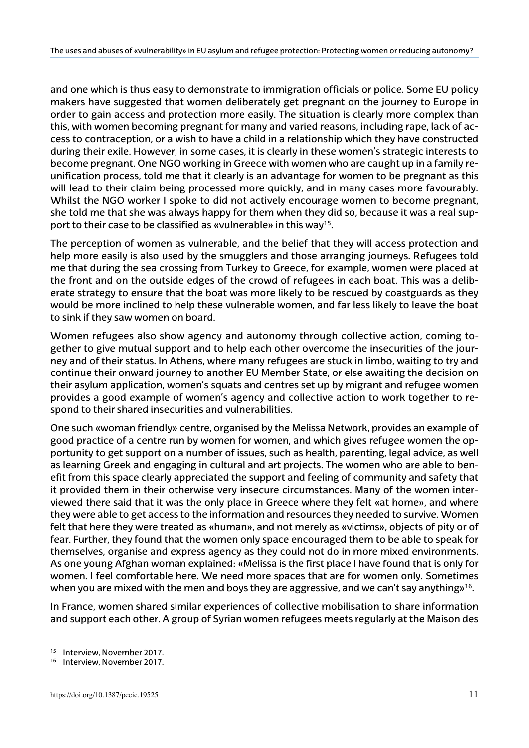and one which is thus easy to demonstrate to immigration officials or police. Some EU policy makers have suggested that women deliberately get pregnant on the journey to Europe in order to gain access and protection more easily. The situation is clearly more complex than this, with women becoming pregnant for many and varied reasons, including rape, lack of access to contraception, or a wish to have a child in a relationship which they have constructed during their exile. However, in some cases, it is clearly in these women's strategic interests to become pregnant. One NGO working in Greece with women who are caught up in a family reunification process, told me that it clearly is an advantage for women to be pregnant as this will lead to their claim being processed more quickly, and in many cases more favourably. Whilst the NGO worker I spoke to did not actively encourage women to become pregnant, she told me that she was always happy for them when they did so, because it was a real support to their case to be classified as «vulnerable» in this way[15].

The perception of women as vulnerable, and the belief that they will access protection and help more easily is also used by the smugglers and those arranging journeys. Refugees told me that during the sea crossing from Turkey to Greece, for example, women were placed at the front and on the outside edges of the crowd of refugees in each boat. This was a deliberate strategy to ensure that the boat was more likely to be rescued by coastguards as they would be more inclined to help these vulnerable women, and far less likely to leave the boat to sink if they saw women on board.

Women refugees also show agency and autonomy through collective action, coming together to give mutual support and to help each other overcome the insecurities of the journey and of their status. In Athens, where many refugees are stuck in limbo, waiting to try and continue their onward journey to another EU Member State, or else awaiting the decision on their asylum application, women's squats and centres set up by migrant and refugee women provides a good example of women's agency and collective action to work together to respond to their shared insecurities and vulnerabilities.

One such «woman friendly» centre, organised by the Melissa Network, provides an example of good practice of a centre run by women for women, and which gives refugee women the opportunity to get support on a number of issues, such as health, parenting, legal advice, as well as learning Greek and engaging in cultural and art projects. The women who are able to benefit from this space clearly appreciated the support and feeling of community and safety that it provided them in their otherwise very insecure circumstances. Many of the women interviewed there said that it was the only place in Greece where they felt «at home», and where they were able to get access to the information and resources they needed to survive. Women felt that here they were treated as «human», and not merely as «victims», objects of pity or of fear. Further, they found that the women only space encouraged them to be able to speak for themselves, organise and express agency as they could not do in more mixed environments. As one young Afghan woman explained: «Melissa is the first place I have found that is only for women. I feel comfortable here. We need more spaces that are for women only. Sometimes when you are mixed with the men and boys they are aggressive, and we can't say anything»[16].

In France, women shared similar experiences of collective mobilisation to share information and support each other. A group of Syrian women refugees meets regularly at the Maison des

[15] Interview, November 2017.

[16] Interview, November 2017.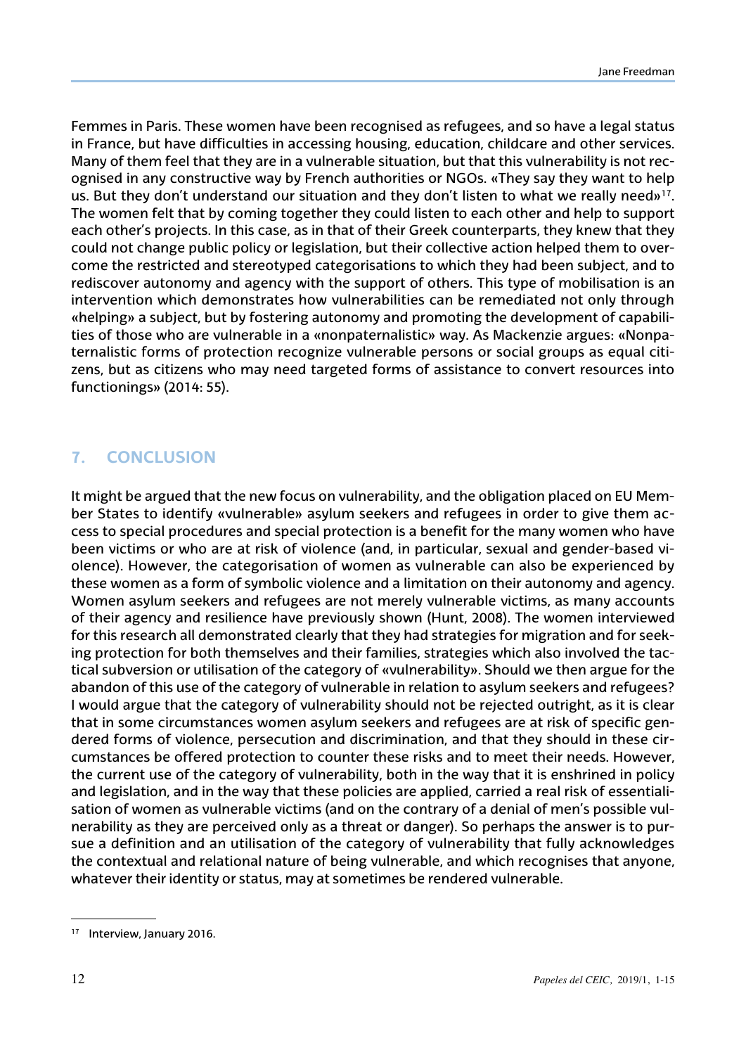Femmes in Paris. These women have been recognised as refugees, and so have a legal status in France, but have difficulties in accessing housing, education, childcare and other services. Many of them feel that they are in a vulnerable situation, but that this vulnerability is not recognised in any constructive way by French authorities or NGOs. «They say they want to help us. But they don't understand our situation and they don't listen to what we really need»[17]. The women felt that by coming together they could listen to each other and help to support each other's projects. In this case, as in that of their Greek counterparts, they knew that they could not change public policy or legislation, but their collective action helped them to overcome the restricted and stereotyped categorisations to which they had been subject, and to rediscover autonomy and agency with the support of others. This type of mobilisation is an intervention which demonstrates how vulnerabilities can be remediated not only through «helping» a subject, but by fostering autonomy and promoting the development of capabilities of those who are vulnerable in a «nonpaternalistic» way. As Mackenzie argues: «Nonpaternalistic forms of protection recognize vulnerable persons or social groups as equal citizens, but as citizens who may need targeted forms of assistance to convert resources into functionings» (2014: 55).

## 7. CONCLUSION

It might be argued that the new focus on vulnerability, and the obligation placed on EU Member States to identify «vulnerable» asylum seekers and refugees in order to give them access to special procedures and special protection is a benefit for the many women who have been victims or who are at risk of violence (and, in particular, sexual and gender-based violence). However, the categorisation of women as vulnerable can also be experienced by these women as a form of symbolic violence and a limitation on their autonomy and agency. Women asylum seekers and refugees are not merely vulnerable victims, as many accounts of their agency and resilience have previously shown (Hunt, 2008). The women interviewed for this research all demonstrated clearly that they had strategies for migration and for seeking protection for both themselves and their families, strategies which also involved the tactical subversion or utilisation of the category of «vulnerability». Should we then argue for the abandon of this use of the category of vulnerable in relation to asylum seekers and refugees? I would argue that the category of vulnerability should not be rejected outright, as it is clear that in some circumstances women asylum seekers and refugees are at risk of specific gendered forms of violence, persecution and discrimination, and that they should in these circumstances be offered protection to counter these risks and to meet their needs. However, the current use of the category of vulnerability, both in the way that it is enshrined in policy and legislation, and in the way that these policies are applied, carried a real risk of essentialisation of women as vulnerable victims (and on the contrary of a denial of men's possible vulnerability as they are perceived only as a threat or danger). So perhaps the answer is to pursue a definition and an utilisation of the category of vulnerability that fully acknowledges the contextual and relational nature of being vulnerable, and which recognises that anyone, whatever their identity or status, may at sometimes be rendered vulnerable.

---

[17] Interview, January 2016.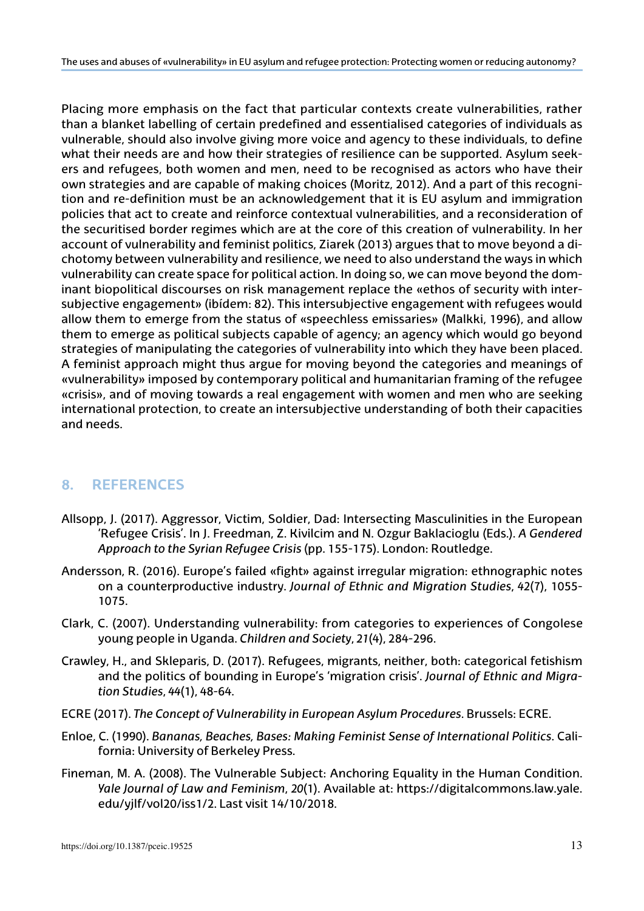Placing more emphasis on the fact that particular contexts create vulnerabilities, rather than a blanket labelling of certain predefined and essentialised categories of individuals as vulnerable, should also involve giving more voice and agency to these individuals, to define what their needs are and how their strategies of resilience can be supported. Asylum seekers and refugees, both women and men, need to be recognised as actors who have their own strategies and are capable of making choices (Moritz, 2012). And a part of this recognition and re-definition must be an acknowledgement that it is EU asylum and immigration policies that act to create and reinforce contextual vulnerabilities, and a reconsideration of the securitised border regimes which are at the core of this creation of vulnerability. In her account of vulnerability and feminist politics, Ziarek (2013) argues that to move beyond a dichotomy between vulnerability and resilience, we need to also understand the ways in which vulnerability can create space for political action. In doing so, we can move beyond the dominant biopolitical discourses on risk management replace the «ethos of security with intersubjective engagement» (ibídem: 82). This intersubjective engagement with refugees would allow them to emerge from the status of «speechless emissaries» (Malkki, 1996), and allow them to emerge as political subjects capable of agency; an agency which would go beyond strategies of manipulating the categories of vulnerability into which they have been placed. A feminist approach might thus argue for moving beyond the categories and meanings of «vulnerability» imposed by contemporary political and humanitarian framing of the refugee «crisis», and of moving towards a real engagement with women and men who are seeking international protection, to create an intersubjective understanding of both their capacities and needs.

## 8. REFERENCES

Allsopp, J. (2017). Aggressor, Victim, Soldier, Dad: Intersecting Masculinities in the European 'Refugee Crisis'. In J. Freedman, Z. Kivilcim and N. Ozgur Baklacioglu (Eds.). *A Gendered Approach to the Syrian Refugee Crisis* (pp. 155-175). London: Routledge.

Andersson, R. (2016). Europe's failed «fight» against irregular migration: ethnographic notes on a counterproductive industry. *Journal of Ethnic and Migration Studies*, 42(7), 1055-1075.

Clark, C. (2007). Understanding vulnerability: from categories to experiences of Congolese young people in Uganda. *Children and Society*, *21*(4), 284-296.

Crawley, H., and Skleparis, D. (2017). Refugees, migrants, neither, both: categorical fetishism and the politics of bounding in Europe's 'migration crisis'. *Journal of Ethnic and Migration Studies*, *44*(1), 48-64.

ECRE (2017). *The Concept of Vulnerability in European Asylum Procedures*. Brussels: ECRE.

Enloe, C. (1990). *Bananas, Beaches, Bases: Making Feminist Sense of International Politics*. California: University of Berkeley Press.

Fineman, M. A. (2008). The Vulnerable Subject: Anchoring Equality in the Human Condition. *Yale Journal of Law and Feminism*, *20*(1). Available at: https://digitalcommons.law.yale.edu/yjlf/vol20/iss1/2. Last visit 14/10/2018.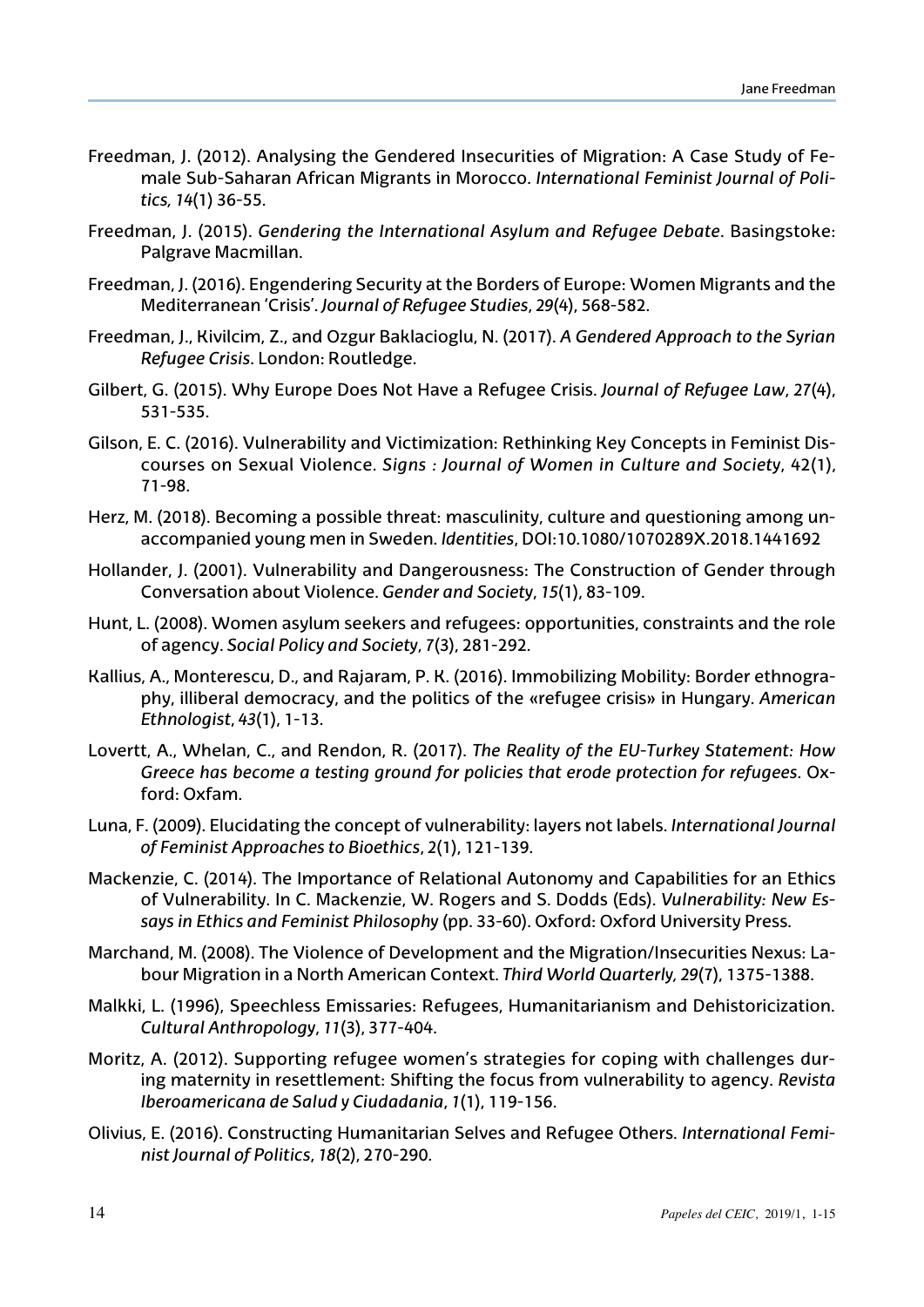Freedman, J. (2012). Analysing the Gendered Insecurities of Migration: A Case Study of Female Sub-Saharan African Migrants in Morocco. *International Feminist Journal of Politics, 14*(1) 36-55.

Freedman, J. (2015). *Gendering the International Asylum and Refugee Debate*. Basingstoke: Palgrave Macmillan.

Freedman, J. (2016). Engendering Security at the Borders of Europe: Women Migrants and the Mediterranean 'Crisis'. *Journal of Refugee Studies*, *29*(4), 568-582.

Freedman, J., Kivilcim, Z., and Ozgur Baklacioglu, N. (2017). *A Gendered Approach to the Syrian Refugee Crisis*. London: Routledge.

Gilbert, G. (2015). Why Europe Does Not Have a Refugee Crisis. *Journal of Refugee Law*, *27*(4), 531-535.

Gilson, E. C. (2016). Vulnerability and Victimization: Rethinking Key Concepts in Feminist Discourses on Sexual Violence. *Signs : Journal of Women in Culture and Society*, 42(1), 71-98.

Herz, M. (2018). Becoming a possible threat: masculinity, culture and questioning among unaccompanied young men in Sweden. *Identities*, DOI:10.1080/1070289X.2018.1441692

Hollander, J. (2001). Vulnerability and Dangerousness: The Construction of Gender through Conversation about Violence. *Gender and Society*, *15*(1), 83-109.

Hunt, L. (2008). Women asylum seekers and refugees: opportunities, constraints and the role of agency. *Social Policy and Society*, *7*(3), 281-292.

Kallius, A., Monterescu, D., and Rajaram, P. K. (2016). Immobilizing Mobility: Border ethnography, illiberal democracy, and the politics of the «refugee crisis» in Hungary. *American Ethnologist*, *43*(1), 1-13.

Lovertt, A., Whelan, C., and Rendon, R. (2017). *The Reality of the EU-Turkey Statement: How Greece has become a testing ground for policies that erode protection for refugees*. Oxford: Oxfam.

Luna, F. (2009). Elucidating the concept of vulnerability: layers not labels. *International Journal of Feminist Approaches to Bioethics*, *2*(1), 121-139.

Mackenzie, C. (2014). The Importance of Relational Autonomy and Capabilities for an Ethics of Vulnerability. In C. Mackenzie, W. Rogers and S. Dodds (Eds). *Vulnerability: New Essays in Ethics and Feminist Philosophy* (pp. 33-60). Oxford: Oxford University Press.

Marchand, M. (2008). The Violence of Development and the Migration/Insecurities Nexus: Labour Migration in a North American Context. *Third World Quarterly, 29*(7), 1375-1388.

Malkki, L. (1996), Speechless Emissaries: Refugees, Humanitarianism and Dehistoricization. *Cultural Anthropology*, *11*(3), 377-404.

Moritz, A. (2012). Supporting refugee women's strategies for coping with challenges during maternity in resettlement: Shifting the focus from vulnerability to agency. *Revista Iberoamericana de Salud y Ciudadania*, *1*(1), 119-156.

Olivius, E. (2016). Constructing Humanitarian Selves and Refugee Others. *International Feminist Journal of Politics*, *18*(2), 270-290.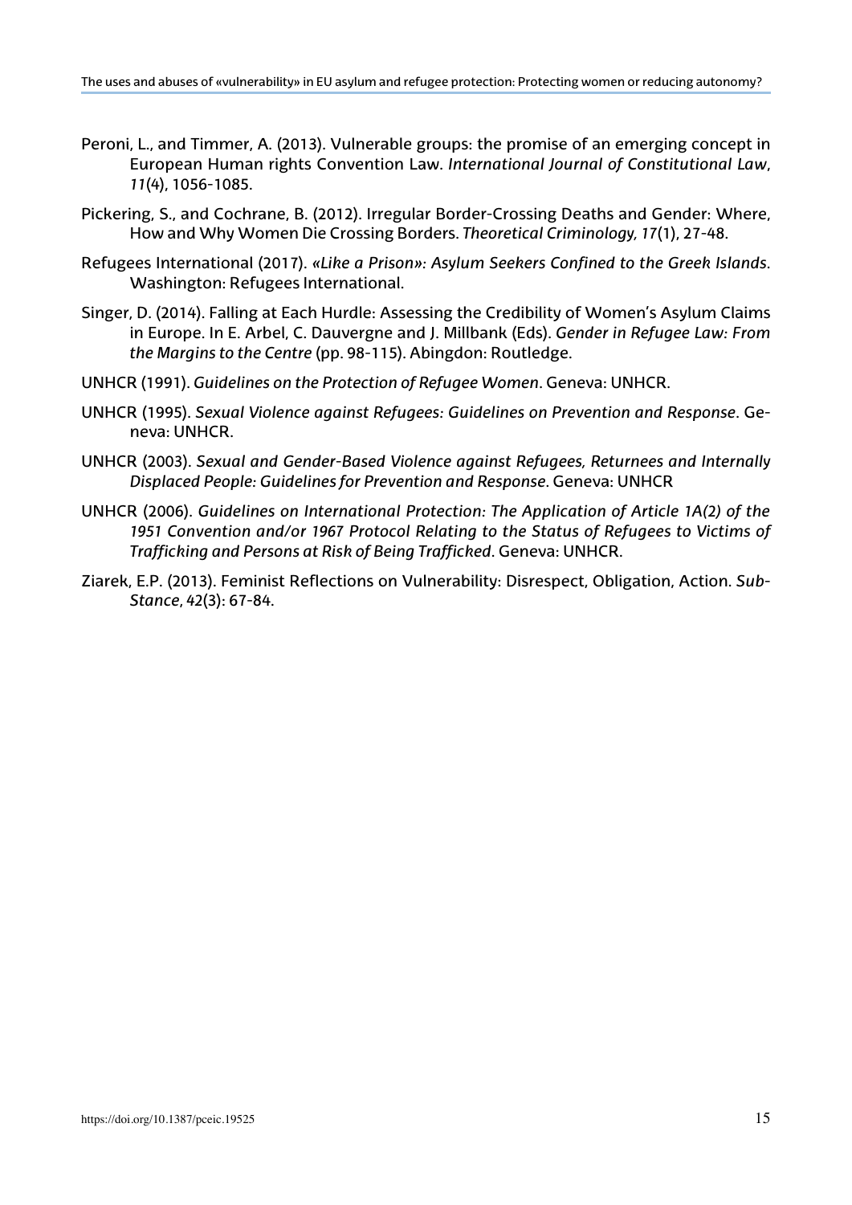Peroni, L., and Timmer, A. (2013). Vulnerable groups: the promise of an emerging concept in European Human rights Convention Law. *International Journal of Constitutional Law*, *11*(4), 1056-1085.

Pickering, S., and Cochrane, B. (2012). Irregular Border-Crossing Deaths and Gender: Where, How and Why Women Die Crossing Borders. *Theoretical Criminology, 17*(1), 27-48.

Refugees International (2017). *«Like a Prison»: Asylum Seekers Confined to the Greek Islands*. Washington: Refugees International.

Singer, D. (2014). Falling at Each Hurdle: Assessing the Credibility of Women's Asylum Claims in Europe. In E. Arbel, C. Dauvergne and J. Millbank (Eds). *Gender in Refugee Law: From the Margins to the Centre* (pp. 98-115). Abingdon: Routledge.

UNHCR (1991). *Guidelines on the Protection of Refugee Women*. Geneva: UNHCR.

UNHCR (1995). *Sexual Violence against Refugees: Guidelines on Prevention and Response*. Geneva: UNHCR.

UNHCR (2003). *Sexual and Gender-Based Violence against Refugees, Returnees and Internally Displaced People: Guidelines for Prevention and Response*. Geneva: UNHCR

UNHCR (2006). *Guidelines on International Protection: The Application of Article 1A(2) of the 1951 Convention and/or 1967 Protocol Relating to the Status of Refugees to Victims of Trafficking and Persons at Risk of Being Trafficked*. Geneva: UNHCR.

Ziarek, E.P. (2013). Feminist Reflections on Vulnerability: Disrespect, Obligation, Action. *SubStance*, 42(3): 67-84.